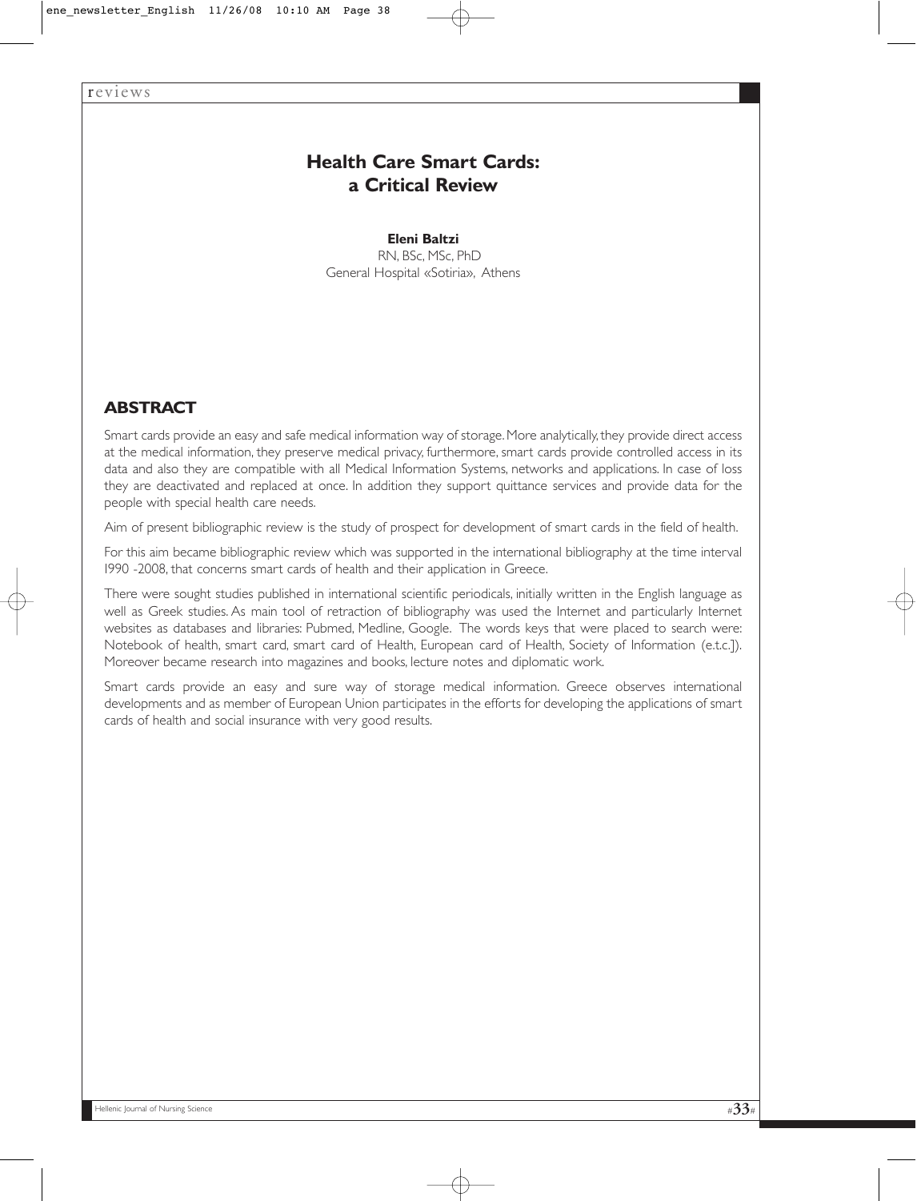# Health Care Smart Cards: a Critical Review

**Eleni Baltzi**
RN, BSc, MSc, PhD
General Hospital «Sotiria», Athens

## ABSTRACT

Smart cards provide an easy and safe medical information way of storage. More analytically, they provide direct access at the medical information, they preserve medical privacy, furthermore, smart cards provide controlled access in its data and also they are compatible with all Medical Information Systems, networks and applications. In case of loss they are deactivated and replaced at once. In addition they support quittance services and provide data for the people with special health care needs.

Aim of present bibliographic review is the study of prospect for development of smart cards in the field of health.

For this aim became bibliographic review which was supported in the international bibliography at the time interval 1990 -2008, that concerns smart cards of health and their application in Greece.

There were sought studies published in international scientific periodicals, initially written in the English language as well as Greek studies. As main tool of retraction of bibliography was used the Internet and particularly Internet websites as databases and libraries: Pubmed, Medline, Google. The words keys that were placed to search were: Notebook of health, smart card, smart card of Health, European card of Health, Society of Information (e.t.c.]). Moreover became research into magazines and books, lecture notes and diplomatic work.

Smart cards provide an easy and sure way of storage medical information. Greece observes international developments and as member of European Union participates in the efforts for developing the applications of smart cards of health and social insurance with very good results.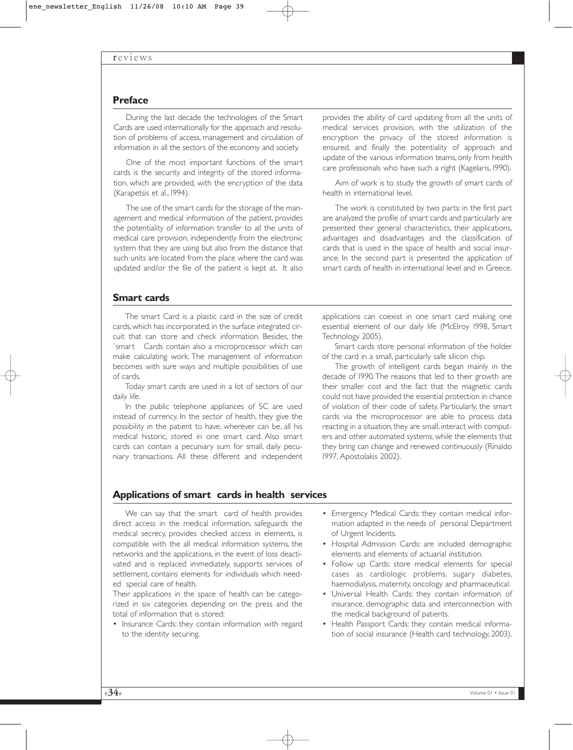## Preface

During the last decade the technologies of the Smart Cards are used internationally for the approach and resolution of problems of access, management and circulation of information in all the sectors of the economy and society.

One of the most important functions of the smart cards is the security and integrity of the stored information, which are provided, with the encryption of the data (Karapetsis et al., 1994).

The use of the smart cards for the storage of the management and medical information of the patient, provides the potentiality of information transfer to all the units of medical care provision, independently from the electronic system that they are using but also from the distance that such units are located from the place where the card was updated and/or the file of the patient is kept at. It also provides the ability of card updating from all the units of medical services provision, with the utilization of the encryption the privacy of the stored information is ensured, and finally the potentiality of approach and update of the various information teams, only from health care professionals who have such a right (Kagelaris, 1990).

Aim of work is to study the growth of smart cards of health in international level.

The work is constituted by two parts: in the first part are analyzed the profile of smart cards and particularly are presented their general characteristics, their applications, advantages and disadvantages and the classification of cards that is used in the space of health and social insurance. In the second part is presented the application of smart cards of health in international level and in Greece.

## Smart cards

The smart Card is a plastic card in the size of credit cards, which has incorporated, in the surface integrated circuit that can store and check information. Besides, the `smart Cards contain also a microprocessor which can make calculating work. The management of information becomes with sure ways and multiple possibilities of use of cards.

Today smart cards are used in a lot of sectors of our daily life.

In the public telephone appliances of SC are used instead of currency. In the sector of health, they give the possibility in the patient to have, wherever can be, all his medical historic, stored in one smart card. Also smart cards can contain a pecuniary sum for small, daily pecuniary transactions. All these different and independent applications can coexist in one smart card making one essential element of our daily life (McElroy 1998, Smart Technology 2005).

Smart cards store personal information of the holder of the card in a small, particularly safe silicon chip.

The growth of intelligent cards began mainly in the decade of 1990. The reasons that led to their growth are their smaller cost and the fact that the magnetic cards could not have provided the essential protection in chance of violation of their code of safety. Particularly, the smart cards via the microprocessor are able to process data reacting in a situation, they are small, interact with computers and other automated systems, while the elements that they bring can change and renewed continuously (Rinaldo 1997, Apostolakis 2002).

## Applications of smart cards in health services

We can say that the smart card of health provides direct access in the medical information, safeguards the medical secrecy, provides checked access in elements, is compatible with the all medical information systems, the networks and the applications, in the event of loss deactivated and is replaced immediately, supports services of settlement, contains elements for individuals which needed special care of health.

Their applications in the space of health can be categorized in six categories depending on the press and the total of information that is stored:

- Insurance Cards: they contain information with regard to the identity securing.
- Emergency Medical Cards: they contain medical information adapted in the needs of personal Department of Urgent Incidents.
- Hospital Admission Cards: are included demographic elements and elements of actuarial institution.
- Follow up Cards: store medical elements for special cases as cardiologic problems, sugary diabetes, haemodialysis, maternity, oncology and pharmaceutical.
- Universal Health Cards: they contain information of insurance, demographic data and interconnection with the medical background of patients.
- Health Passport Cards: they contain medical information of social insurance (Health card technology, 2003).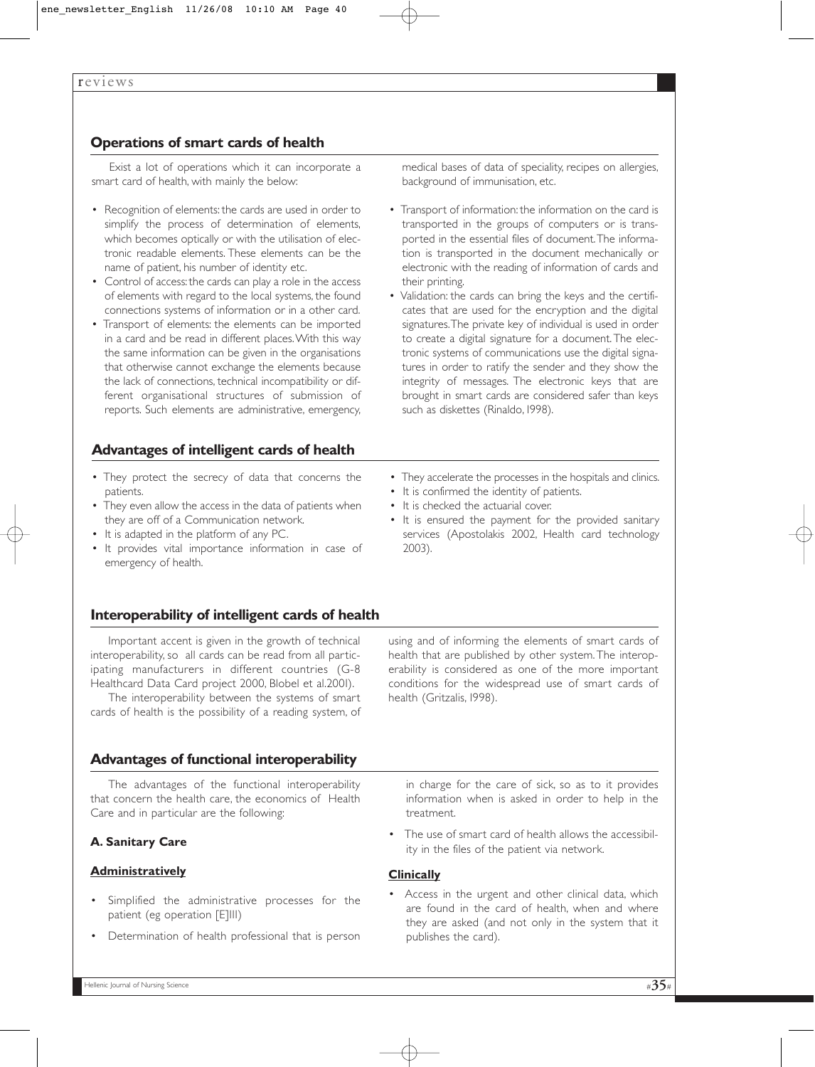## Operations of smart cards of health

Exist a lot of operations which it can incorporate a smart card of health, with mainly the below:

- Recognition of elements: the cards are used in order to simplify the process of determination of elements, which becomes optically or with the utilisation of electronic readable elements. These elements can be the name of patient, his number of identity etc.
- Control of access: the cards can play a role in the access of elements with regard to the local systems, the found connections systems of information or in a other card.
- Transport of elements: the elements can be imported in a card and be read in different places. With this way the same information can be given in the organisations that otherwise cannot exchange the elements because the lack of connections, technical incompatibility or different organisational structures of submission of reports. Such elements are administrative, emergency, medical bases of data of speciality, recipes on allergies, background of immunisation, etc.
- Transport of information: the information on the card is transported in the groups of computers or is transported in the essential files of document. The information is transported in the document mechanically or electronic with the reading of information of cards and their printing.
- Validation: the cards can bring the keys and the certificates that are used for the encryption and the digital signatures. The private key of individual is used in order to create a digital signature for a document. The electronic systems of communications use the digital signatures in order to ratify the sender and they show the integrity of messages. The electronic keys that are brought in smart cards are considered safer than keys such as diskettes (Rinaldo, 1998).

## Advantages of intelligent cards of health

- They protect the secrecy of data that concerns the patients.
- They even allow the access in the data of patients when they are off of a Communication network.
- It is adapted in the platform of any PC.
- It provides vital importance information in case of emergency of health.
- They accelerate the processes in the hospitals and clinics.
- It is confirmed the identity of patients.
- It is checked the actuarial cover.
- It is ensured the payment for the provided sanitary services (Apostolakis 2002, Health card technology 2003).

## Interoperability of intelligent cards of health

Important accent is given in the growth of technical interoperability, so all cards can be read from all participating manufacturers in different countries (G-8 Healthcard Data Card project 2000, Blobel et al.2001).

The interoperability between the systems of smart cards of health is the possibility of a reading system, of using and of informing the elements of smart cards of health that are published by other system. The interoperability is considered as one of the more important conditions for the widespread use of smart cards of health (Gritzalis, 1998).

## Advantages of functional interoperability

The advantages of the functional interoperability that concern the health care, the economics of Health Care and in particular are the following:

### A. Sanitary Care

**Administratively**

- Simplified the administrative processes for the patient (eg operation [E]III)
- Determination of health professional that is person in charge for the care of sick, so as to it provides information when is asked in order to help in the treatment.
- The use of smart card of health allows the accessibility in the files of the patient via network.

**Clinically**

- Access in the urgent and other clinical data, which are found in the card of health, when and where they are asked (and not only in the system that it publishes the card).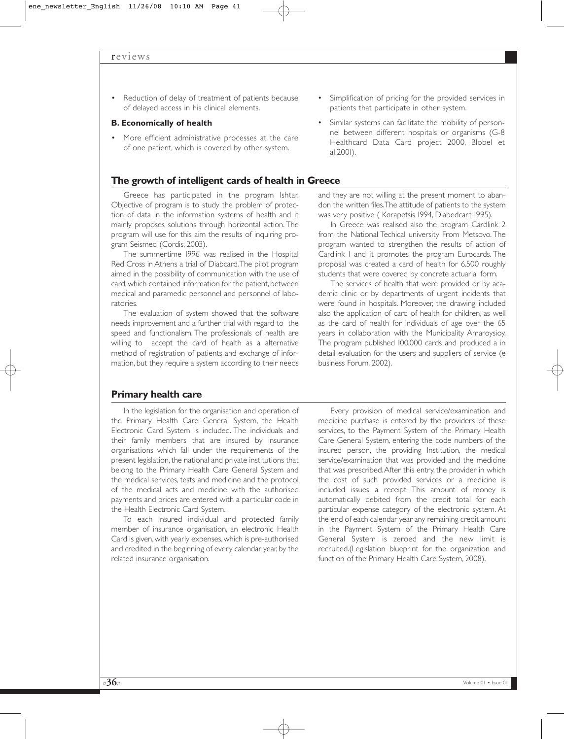- Reduction of delay of treatment of patients because of delayed access in his clinical elements.

**B. Economically of health**

- More efficient administrative processes at the care of one patient, which is covered by other system.
- Simplification of pricing for the provided services in patients that participate in other system.
- Similar systems can facilitate the mobility of personnel between different hospitals or organisms (G-8 Healthcard Data Card project 2000, Blobel et al.2001).

## The growth of intelligent cards of health in Greece

Greece has participated in the program Ishtar. Objective of program is to study the problem of protection of data in the information systems of health and it mainly proposes solutions through horizontal action. The program will use for this aim the results of inquiring program Seismed (Cordis, 2003).

The summertime 1996 was realised in the Hospital Red Cross in Athens a trial of Diabcard. The pilot program aimed in the possibility of communication with the use of card, which contained information for the patient, between medical and paramedic personnel and personnel of laboratories.

The evaluation of system showed that the software needs improvement and a further trial with regard to the speed and functionalism. The professionals of health are willing to accept the card of health as a alternative method of registration of patients and exchange of information, but they require a system according to their needs and they are not willing at the present moment to abandon the written files. The attitude of patients to the system was very positive ( Karapetsis 1994, Diabedcart 1995).

In Greece was realised also the program Cardlink 2 from the National Techical university From Metsovo. The program wanted to strengthen the results of action of Cardlink 1 and it promotes the program Eurocards. The proposal was created a card of health for 6.500 roughly students that were covered by concrete actuarial form.

The services of health that were provided or by academic clinic or by departments of urgent incidents that were found in hospitals. Moreover, the drawing included also the application of card of health for children, as well as the card of health for individuals of age over the 65 years in collaboration with the Municipality Amaroysioy. The program published 100.000 cards and produced a in detail evaluation for the users and suppliers of service (e business Forum, 2002).

## Primary health care

In the legislation for the organisation and operation of the Primary Health Care General System, the Health Electronic Card System is included. The individuals and their family members that are insured by insurance organisations which fall under the requirements of the present legislation, the national and private institutions that belong to the Primary Health Care General System and the medical services, tests and medicine and the protocol of the medical acts and medicine with the authorised payments and prices are entered with a particular code in the Health Electronic Card System.

To each insured individual and protected family member of insurance organisation, an electronic Health Card is given, with yearly expenses, which is pre-authorised and credited in the beginning of every calendar year, by the related insurance organisation.

Every provision of medical service/examination and medicine purchase is entered by the providers of these services, to the Payment System of the Primary Health Care General System, entering the code numbers of the insured person, the providing Institution, the medical service/examination that was provided and the medicine that was prescribed. After this entry, the provider in which the cost of such provided services or a medicine is included issues a receipt. This amount of money is automatically debited from the credit total for each particular expense category of the electronic system. At the end of each calendar year any remaining credit amount in the Payment System of the Primary Health Care General System is zeroed and the new limit is recruited.(Legislation blueprint for the organization and function of the Primary Health Care System, 2008).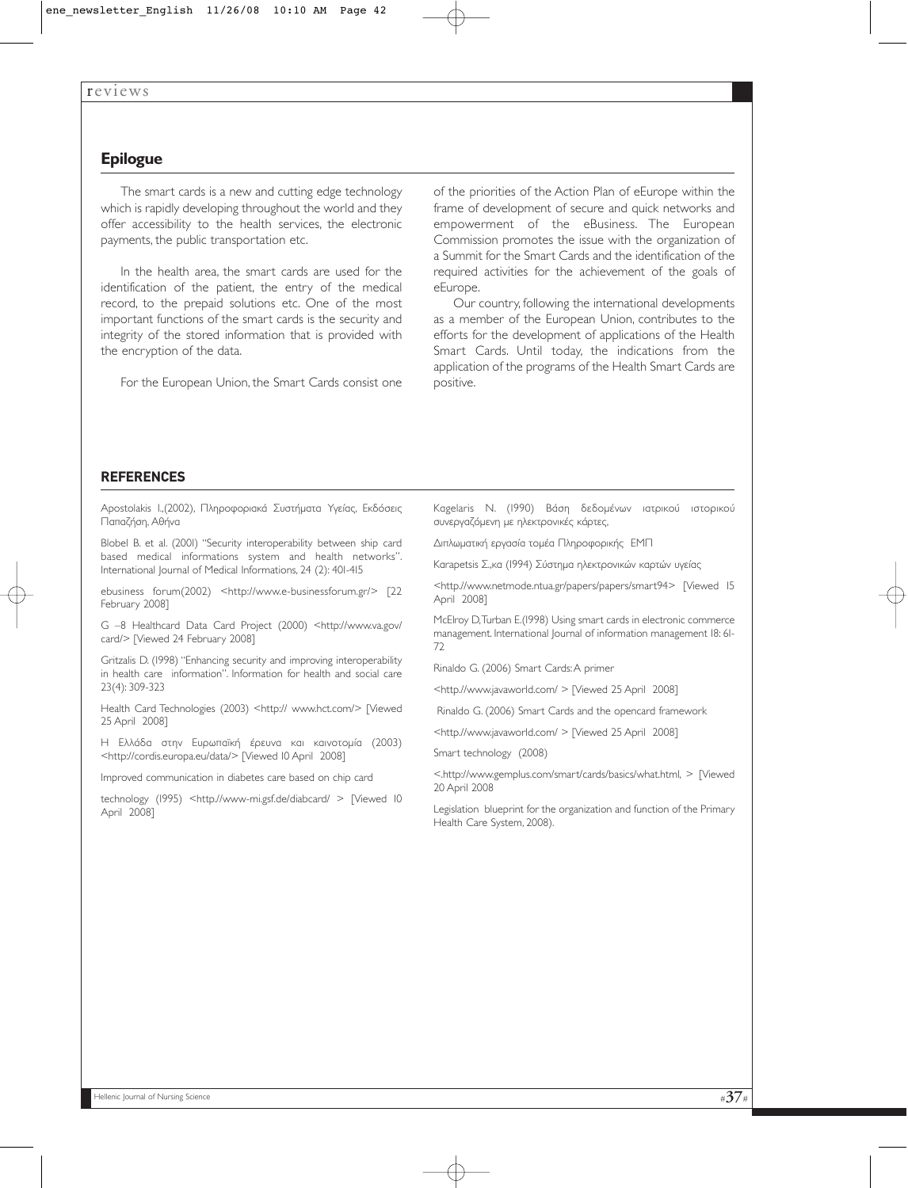## Epilogue

The smart cards is a new and cutting edge technology which is rapidly developing throughout the world and they offer accessibility to the health services, the electronic payments, the public transportation etc.

In the health area, the smart cards are used for the identification of the patient, the entry of the medical record, to the prepaid solutions etc. One of the most important functions of the smart cards is the security and integrity of the stored information that is provided with the encryption of the data.

For the European Union, the Smart Cards consist one of the priorities of the Action Plan of eEurope within the frame of development of secure and quick networks and empowerment of the eBusiness. The European Commission promotes the issue with the organization of a Summit for the Smart Cards and the identification of the required activities for the achievement of the goals of eEurope.

Our country, following the international developments as a member of the European Union, contributes to the efforts for the development of applications of the Health Smart Cards. Until today, the indications from the application of the programs of the Health Smart Cards are positive.

## REFERENCES

Apostolakis I.,(2002), Πληροφοριακά Συστήματα Υγείας, Εκδόσεις Παπαζήση, Αθήνα

Blobel B. et al. (2001) "Security interoperability between ship card based medical informations system and health networks". International Journal of Medical Informations, 24 (2): 401-415

ebusiness forum(2002) <http://www.e-businessforum.gr/> [22 February 2008]

G –8 Healthcard Data Card Project (2000) <http://www.va.gov/card/> [Viewed 24 February 2008]

Gritzalis D. (1998) "Enhancing security and improving interoperability in health care information". Information for health and social care 23(4): 309-323

Health Card Technologies (2003) <http:// www.hct.com/> [Viewed 25 April 2008]

Η Ελλάδα στην Ευρωπαϊκή έρευνα και καινοτομία (2003) <http://cordis.europa.eu/data/> [Viewed 10 April 2008]

Improved communication in diabetes care based on chip card

technology (1995) <http.//www-mi.gsf.de/diabcard/ > [Viewed 10 April 2008]

Kagelaris N. (1990) Βάση δεδομένων ιατρικού ιστορικού συνεργαζόμενη με ηλεκτρονικές κάρτες,

Διπλωματική εργασία τομέα Πληροφορικής ΕΜΠ

Karapetsis Σ.,κα (1994) Σύστημα ηλεκτρονικών καρτών υγείας

<http.//www.netmode.ntua.gr/papers/papers/smart94> [Viewed 15 April 2008]

McElroy D,Turban E.(1998) Using smart cards in electronic commerce management. International Journal of information management 18: 61-72

Rinaldo G. (2006) Smart Cards: A primer

<http.//www.javaworld.com/ > [Viewed 25 April 2008]

Rinaldo G. (2006) Smart Cards and the opencard framework

<http.//www.javaworld.com/ > [Viewed 25 April 2008]

Smart technology (2008)

<.http://www.gemplus.com/smart/cards/basics/what.html, > [Viewed 20 April 2008

Legislation blueprint for the organization and function of the Primary Health Care System, 2008).